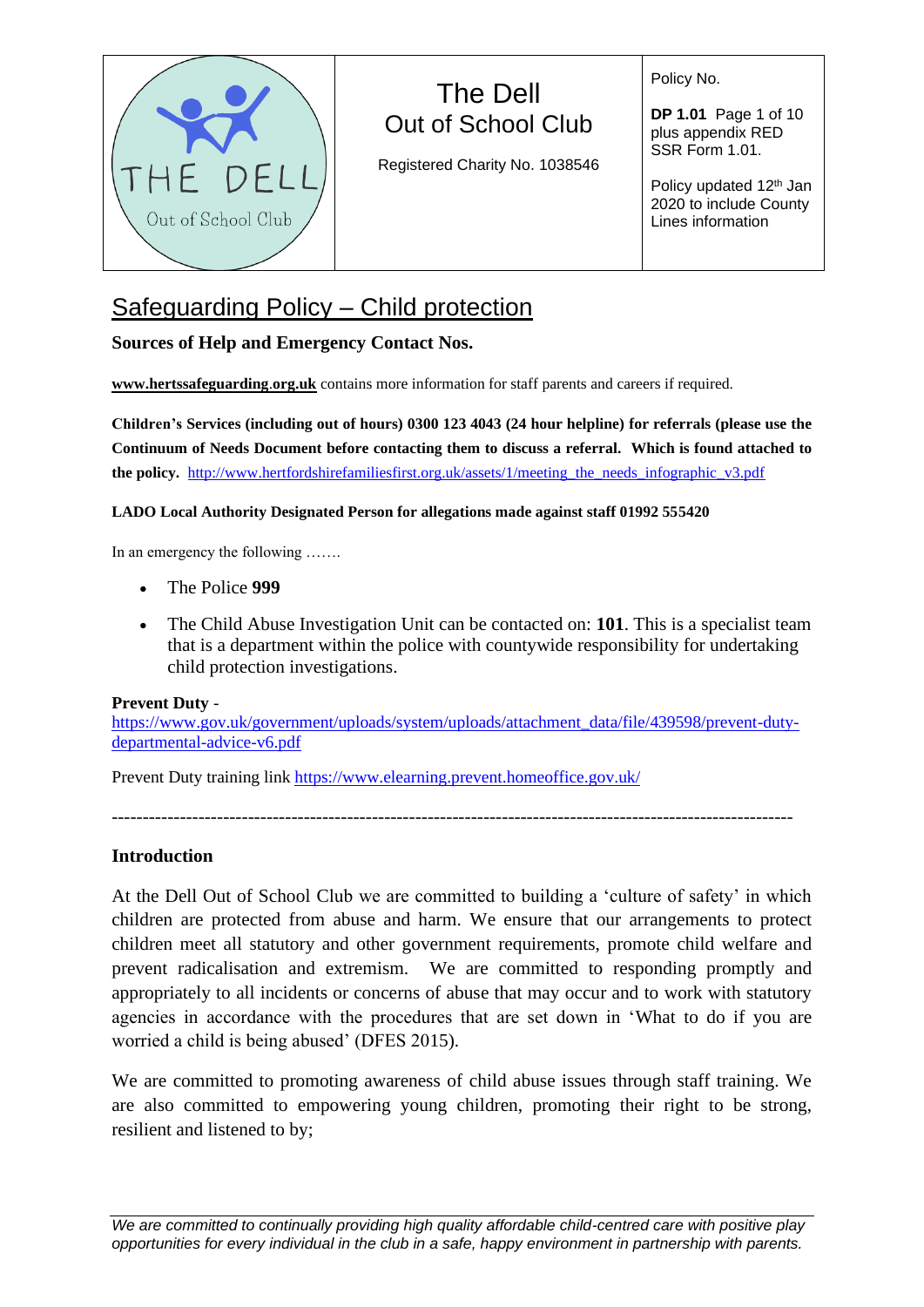| THE DELL Out of School Club | The Dell Out of School Club<br><br>Registered Charity No. 1038546 | Policy No.<br><br>**DP 1.01** Page 1 of 10 plus appendix RED SSR Form 1.01.<br><br>Policy updated 12th Jan 2020 to include County Lines information |
|---|---|---|

# Safeguarding Policy – Child protection

**Sources of Help and Emergency Contact Nos.**

**www.hertssafeguarding.org.uk** contains more information for staff parents and careers if required.

**Children's Services (including out of hours) 0300 123 4043 (24 hour helpline) for referrals (please use the Continuum of Needs Document before contacting them to discuss a referral. Which is found attached to the policy.** http://www.hertfordshirefamiliesfirst.org.uk/assets/1/meeting_the_needs_infographic_v3.pdf

**LADO Local Authority Designated Person for allegations made against staff 01992 555420**

In an emergency the following …….

- The Police **999**
- The Child Abuse Investigation Unit can be contacted on: **101**. This is a specialist team that is a department within the police with countywide responsibility for undertaking child protection investigations.

**Prevent Duty** -
https://www.gov.uk/government/uploads/system/uploads/attachment_data/file/439598/prevent-duty-departmental-advice-v6.pdf

Prevent Duty training link https://www.elearning.prevent.homeoffice.gov.uk/

---

## Introduction

At the Dell Out of School Club we are committed to building a 'culture of safety' in which children are protected from abuse and harm. We ensure that our arrangements to protect children meet all statutory and other government requirements, promote child welfare and prevent radicalisation and extremism. We are committed to responding promptly and appropriately to all incidents or concerns of abuse that may occur and to work with statutory agencies in accordance with the procedures that are set down in 'What to do if you are worried a child is being abused' (DFES 2015).

We are committed to promoting awareness of child abuse issues through staff training. We are also committed to empowering young children, promoting their right to be strong, resilient and listened to by;

*We are committed to continually providing high quality affordable child-centred care with positive play opportunities for every individual in the club in a safe, happy environment in partnership with parents.*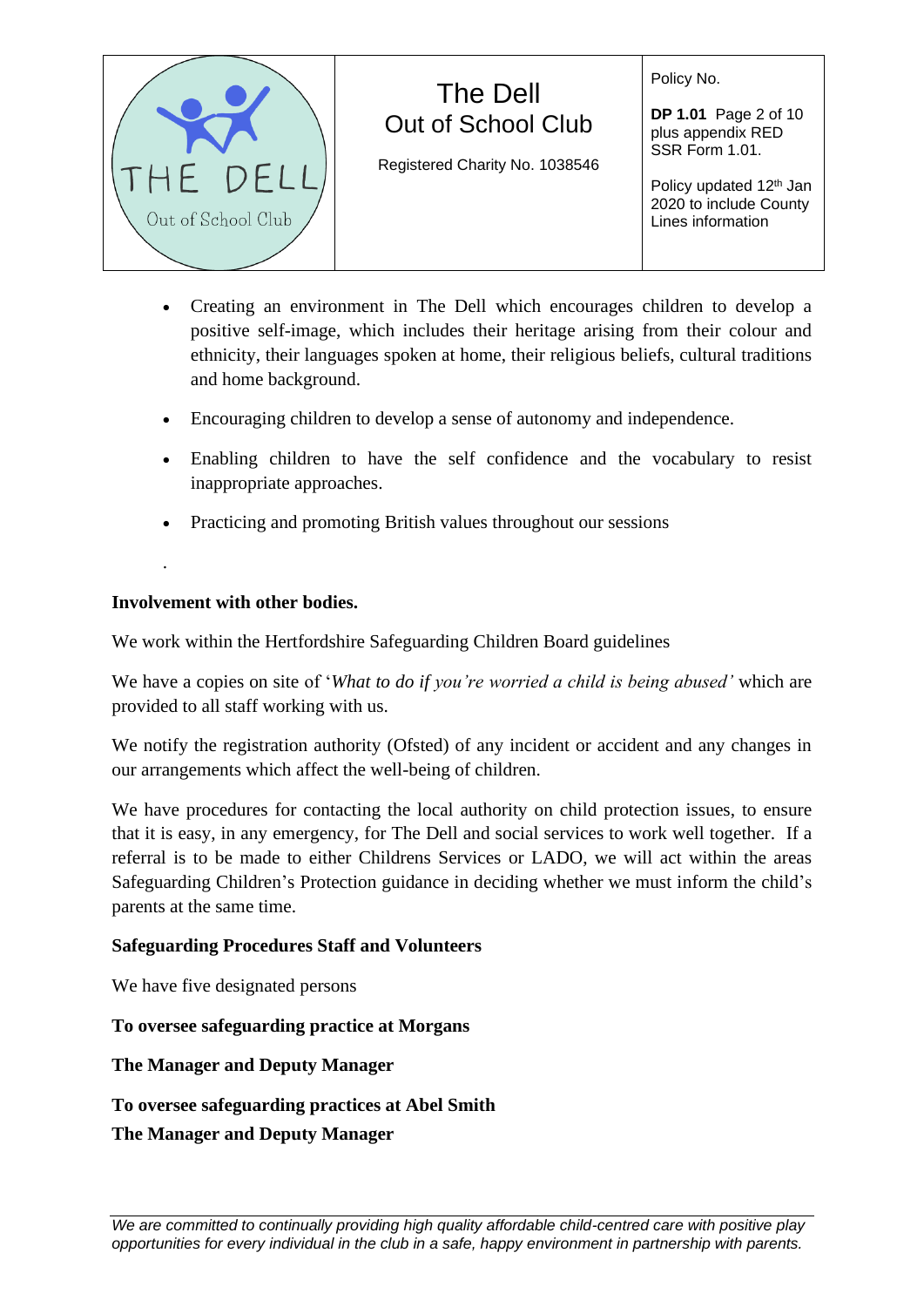- Creating an environment in The Dell which encourages children to develop a positive self-image, which includes their heritage arising from their colour and ethnicity, their languages spoken at home, their religious beliefs, cultural traditions and home background.
- Encouraging children to develop a sense of autonomy and independence.
- Enabling children to have the self confidence and the vocabulary to resist inappropriate approaches.
- Practicing and promoting British values throughout our sessions

.

**Involvement with other bodies.**

We work within the Hertfordshire Safeguarding Children Board guidelines

We have a copies on site of '*What to do if you're worried a child is being abused'* which are provided to all staff working with us.

We notify the registration authority (Ofsted) of any incident or accident and any changes in our arrangements which affect the well-being of children.

We have procedures for contacting the local authority on child protection issues, to ensure that it is easy, in any emergency, for The Dell and social services to work well together. If a referral is to be made to either Childrens Services or LADO, we will act within the areas Safeguarding Children's Protection guidance in deciding whether we must inform the child's parents at the same time.

**Safeguarding Procedures Staff and Volunteers**

We have five designated persons

**To oversee safeguarding practice at Morgans**

**The Manager and Deputy Manager**

**To oversee safeguarding practices at Abel Smith**
**The Manager and Deputy Manager**

*We are committed to continually providing high quality affordable child-centred care with positive play opportunities for every individual in the club in a safe, happy environment in partnership with parents.*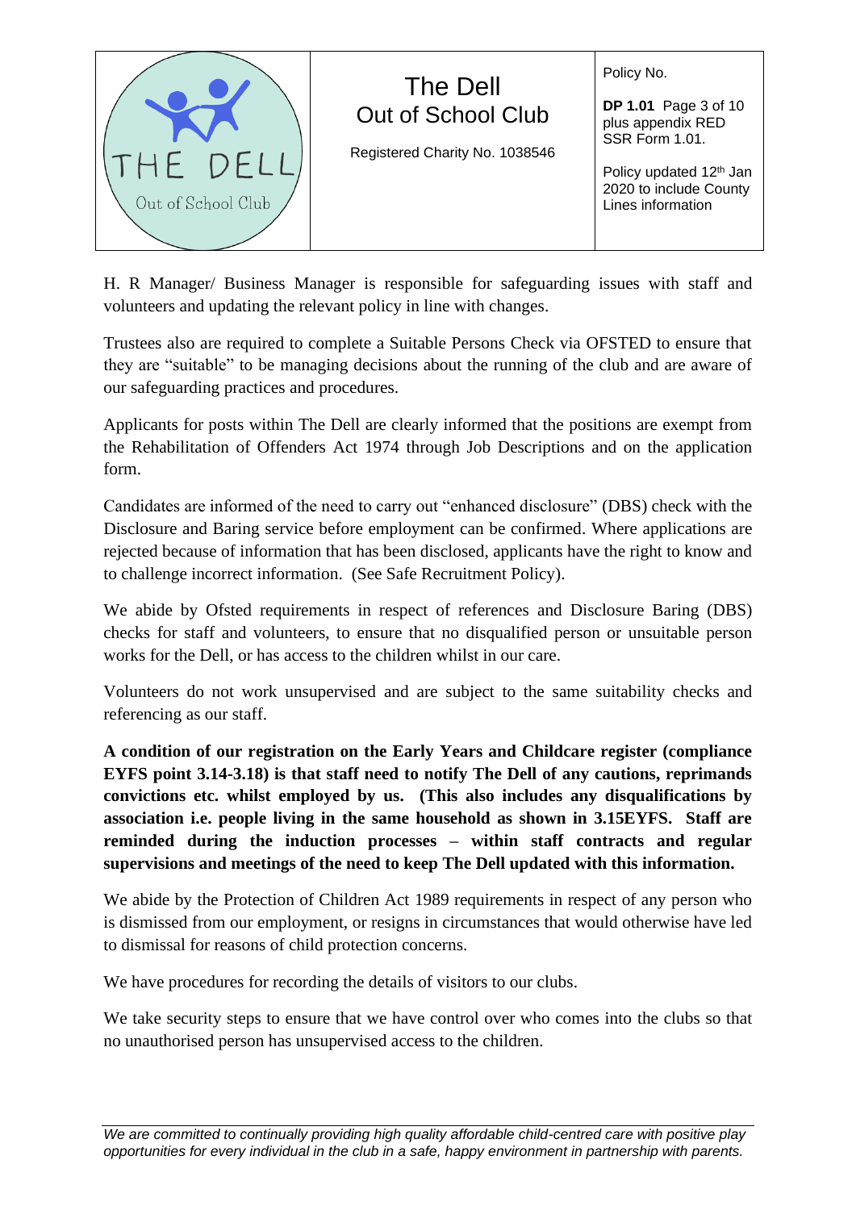H. R Manager/ Business Manager is responsible for safeguarding issues with staff and volunteers and updating the relevant policy in line with changes.

Trustees also are required to complete a Suitable Persons Check via OFSTED to ensure that they are "suitable" to be managing decisions about the running of the club and are aware of our safeguarding practices and procedures.

Applicants for posts within The Dell are clearly informed that the positions are exempt from the Rehabilitation of Offenders Act 1974 through Job Descriptions and on the application form.

Candidates are informed of the need to carry out "enhanced disclosure" (DBS) check with the Disclosure and Baring service before employment can be confirmed. Where applications are rejected because of information that has been disclosed, applicants have the right to know and to challenge incorrect information. (See Safe Recruitment Policy).

We abide by Ofsted requirements in respect of references and Disclosure Baring (DBS) checks for staff and volunteers, to ensure that no disqualified person or unsuitable person works for the Dell, or has access to the children whilst in our care.

Volunteers do not work unsupervised and are subject to the same suitability checks and referencing as our staff.

**A condition of our registration on the Early Years and Childcare register (compliance EYFS point 3.14-3.18) is that staff need to notify The Dell of any cautions, reprimands convictions etc. whilst employed by us. (This also includes any disqualifications by association i.e. people living in the same household as shown in 3.15EYFS. Staff are reminded during the induction processes – within staff contracts and regular supervisions and meetings of the need to keep The Dell updated with this information.**

We abide by the Protection of Children Act 1989 requirements in respect of any person who is dismissed from our employment, or resigns in circumstances that would otherwise have led to dismissal for reasons of child protection concerns.

We have procedures for recording the details of visitors to our clubs.

We take security steps to ensure that we have control over who comes into the clubs so that no unauthorised person has unsupervised access to the children.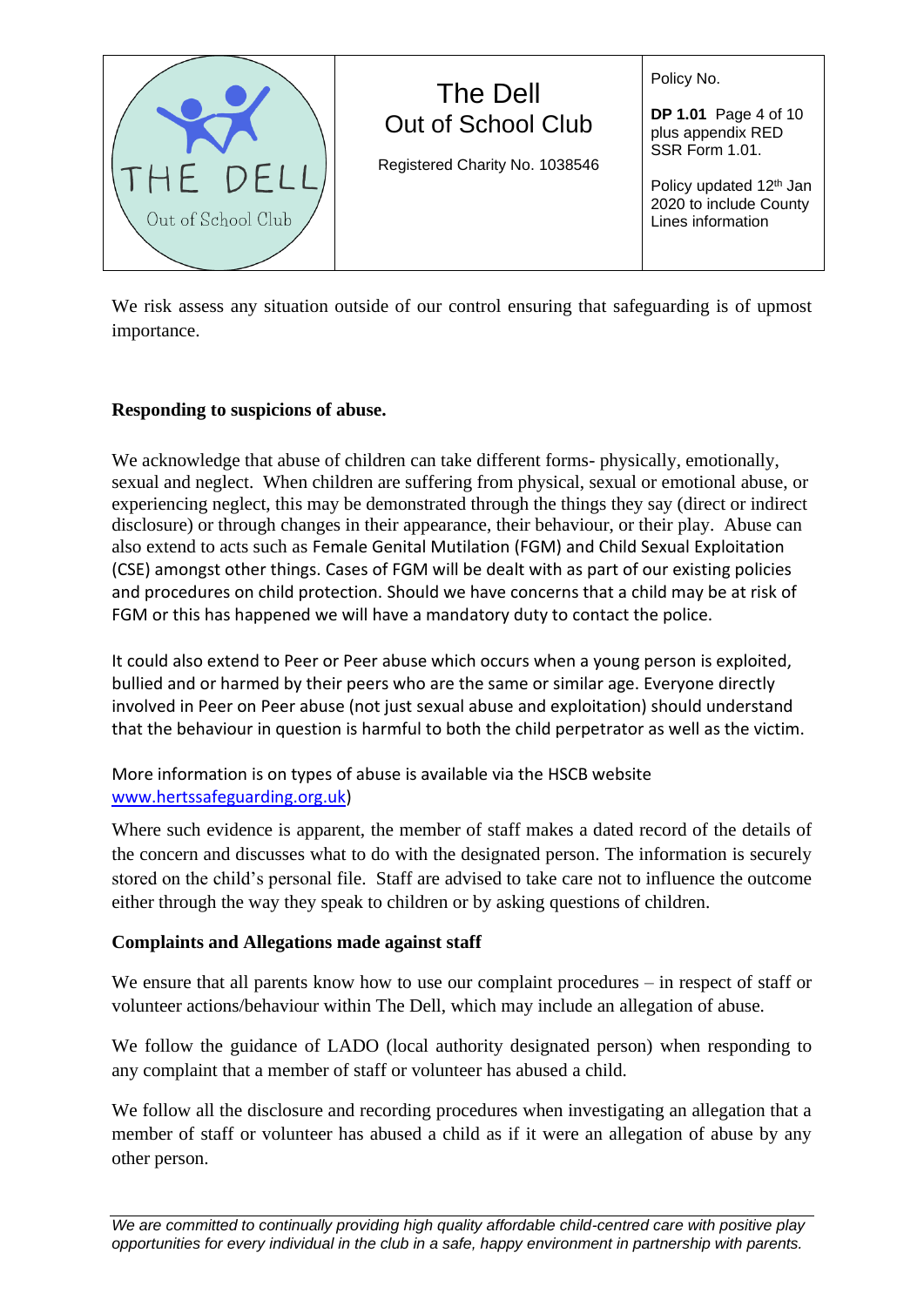We risk assess any situation outside of our control ensuring that safeguarding is of upmost importance.

**Responding to suspicions of abuse.**

We acknowledge that abuse of children can take different forms- physically, emotionally, sexual and neglect. When children are suffering from physical, sexual or emotional abuse, or experiencing neglect, this may be demonstrated through the things they say (direct or indirect disclosure) or through changes in their appearance, their behaviour, or their play. Abuse can also extend to acts such as Female Genital Mutilation (FGM) and Child Sexual Exploitation (CSE) amongst other things. Cases of FGM will be dealt with as part of our existing policies and procedures on child protection. Should we have concerns that a child may be at risk of FGM or this has happened we will have a mandatory duty to contact the police.

It could also extend to Peer or Peer abuse which occurs when a young person is exploited, bullied and or harmed by their peers who are the same or similar age. Everyone directly involved in Peer on Peer abuse (not just sexual abuse and exploitation) should understand that the behaviour in question is harmful to both the child perpetrator as well as the victim.

More information is on types of abuse is available via the HSCB website www.hertssafeguarding.org.uk)

Where such evidence is apparent, the member of staff makes a dated record of the details of the concern and discusses what to do with the designated person. The information is securely stored on the child's personal file. Staff are advised to take care not to influence the outcome either through the way they speak to children or by asking questions of children.

**Complaints and Allegations made against staff**

We ensure that all parents know how to use our complaint procedures – in respect of staff or volunteer actions/behaviour within The Dell, which may include an allegation of abuse.

We follow the guidance of LADO (local authority designated person) when responding to any complaint that a member of staff or volunteer has abused a child.

We follow all the disclosure and recording procedures when investigating an allegation that a member of staff or volunteer has abused a child as if it were an allegation of abuse by any other person.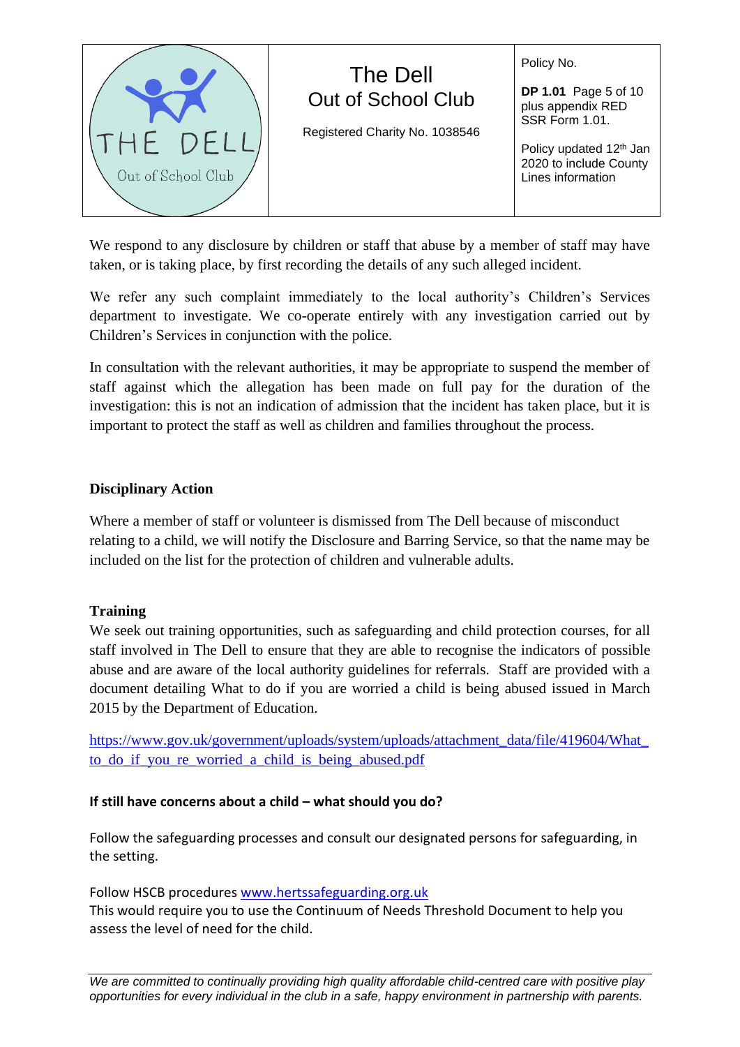We respond to any disclosure by children or staff that abuse by a member of staff may have taken, or is taking place, by first recording the details of any such alleged incident.

We refer any such complaint immediately to the local authority's Children's Services department to investigate. We co-operate entirely with any investigation carried out by Children's Services in conjunction with the police.

In consultation with the relevant authorities, it may be appropriate to suspend the member of staff against which the allegation has been made on full pay for the duration of the investigation: this is not an indication of admission that the incident has taken place, but it is important to protect the staff as well as children and families throughout the process.

**Disciplinary Action**

Where a member of staff or volunteer is dismissed from The Dell because of misconduct relating to a child, we will notify the Disclosure and Barring Service, so that the name may be included on the list for the protection of children and vulnerable adults.

**Training**

We seek out training opportunities, such as safeguarding and child protection courses, for all staff involved in The Dell to ensure that they are able to recognise the indicators of possible abuse and are aware of the local authority guidelines for referrals. Staff are provided with a document detailing What to do if you are worried a child is being abused issued in March 2015 by the Department of Education.

https://www.gov.uk/government/uploads/system/uploads/attachment_data/file/419604/What_to_do_if_you_re_worried_a_child_is_being_abused.pdf

**If still have concerns about a child – what should you do?**

Follow the safeguarding processes and consult our designated persons for safeguarding, in the setting.

Follow HSCB procedures www.hertssafeguarding.org.uk
This would require you to use the Continuum of Needs Threshold Document to help you assess the level of need for the child.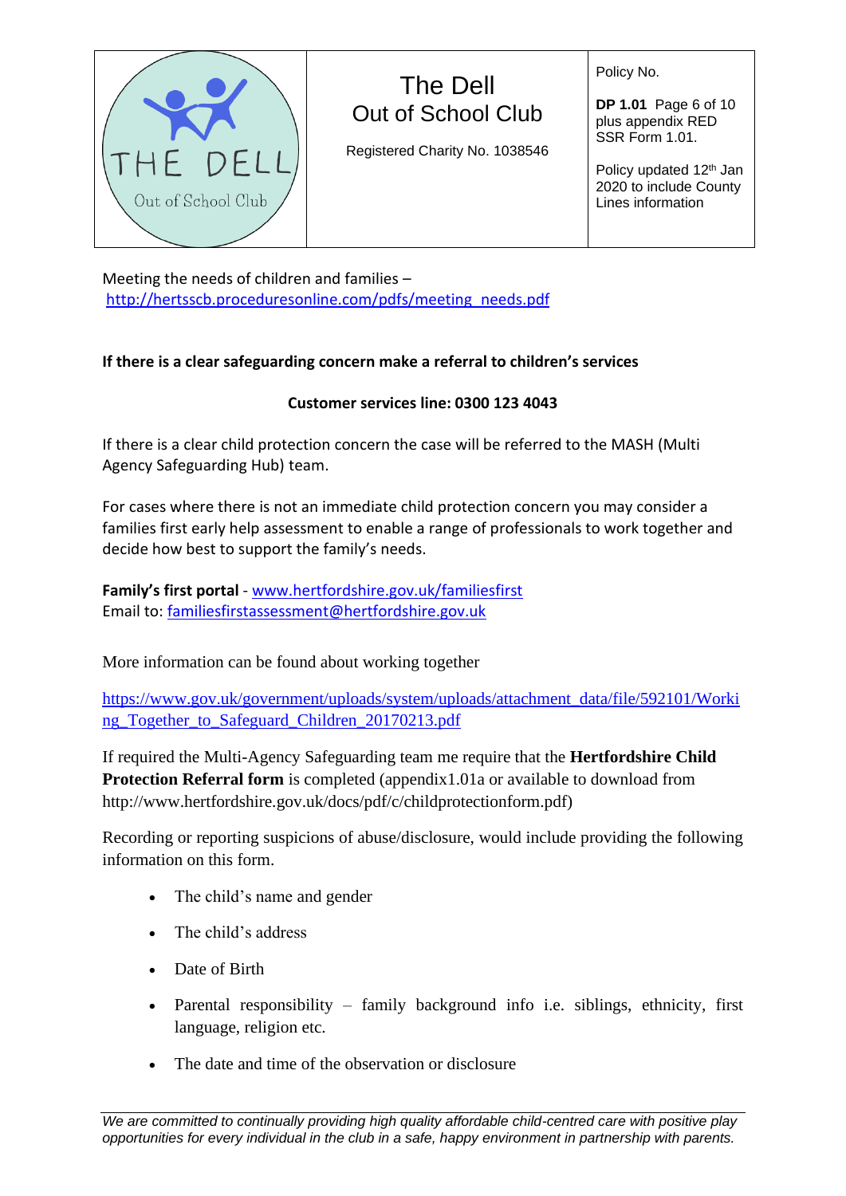Meeting the needs of children and families – [http://hertsscb.proceduresonline.com/pdfs/meeting_needs.pdf](http://hertsscb.proceduresonline.com/pdfs/meeting_needs.pdf)

**If there is a clear safeguarding concern make a referral to children's services**

**Customer services line: 0300 123 4043**

If there is a clear child protection concern the case will be referred to the MASH (Multi Agency Safeguarding Hub) team.

For cases where there is not an immediate child protection concern you may consider a families first early help assessment to enable a range of professionals to work together and decide how best to support the family's needs.

**Family's first portal** - [www.hertfordshire.gov.uk/familiesfirst](http://www.hertfordshire.gov.uk/familiesfirst)
Email to: [familiesfirstassessment@hertfordshire.gov.uk](mailto:familiesfirstassessment@hertfordshire.gov.uk)

More information can be found about working together

[https://www.gov.uk/government/uploads/system/uploads/attachment_data/file/592101/Working_Together_to_Safeguard_Children_20170213.pdf](https://www.gov.uk/government/uploads/system/uploads/attachment_data/file/592101/Working_Together_to_Safeguard_Children_20170213.pdf)

If required the Multi-Agency Safeguarding team me require that the **Hertfordshire Child Protection Referral form** is completed (appendix1.01a or available to download from http://www.hertfordshire.gov.uk/docs/pdf/c/childprotectionform.pdf)

Recording or reporting suspicions of abuse/disclosure, would include providing the following information on this form.

- The child's name and gender
- The child's address
- Date of Birth
- Parental responsibility – family background info i.e. siblings, ethnicity, first language, religion etc.
- The date and time of the observation or disclosure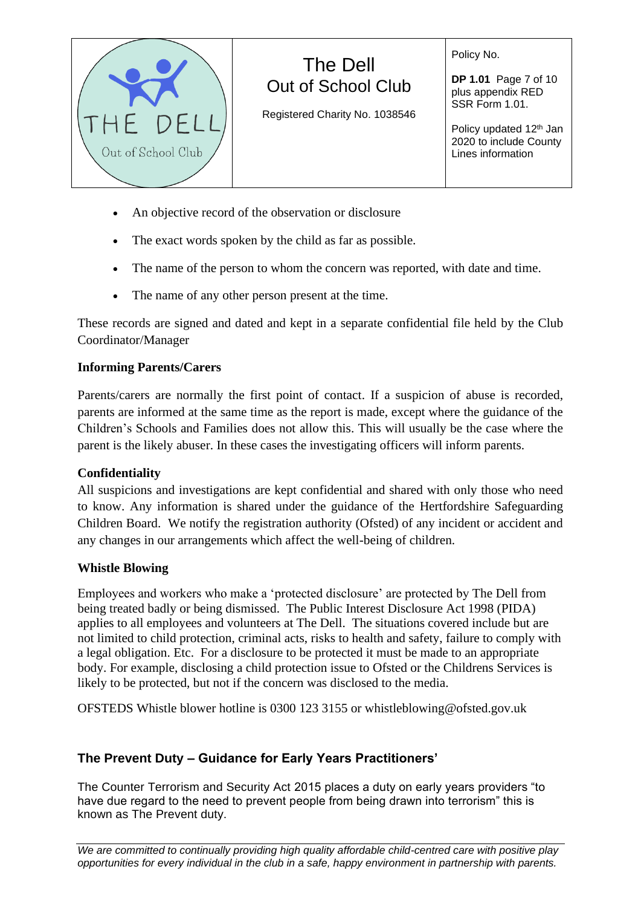- An objective record of the observation or disclosure
- The exact words spoken by the child as far as possible.
- The name of the person to whom the concern was reported, with date and time.
- The name of any other person present at the time.

These records are signed and dated and kept in a separate confidential file held by the Club Coordinator/Manager

**Informing Parents/Carers**

Parents/carers are normally the first point of contact. If a suspicion of abuse is recorded, parents are informed at the same time as the report is made, except where the guidance of the Children's Schools and Families does not allow this. This will usually be the case where the parent is the likely abuser. In these cases the investigating officers will inform parents.

**Confidentiality**

All suspicions and investigations are kept confidential and shared with only those who need to know. Any information is shared under the guidance of the Hertfordshire Safeguarding Children Board. We notify the registration authority (Ofsted) of any incident or accident and any changes in our arrangements which affect the well-being of children.

**Whistle Blowing**

Employees and workers who make a 'protected disclosure' are protected by The Dell from being treated badly or being dismissed. The Public Interest Disclosure Act 1998 (PIDA) applies to all employees and volunteers at The Dell. The situations covered include but are not limited to child protection, criminal acts, risks to health and safety, failure to comply with a legal obligation. Etc. For a disclosure to be protected it must be made to an appropriate body. For example, disclosing a child protection issue to Ofsted or the Childrens Services is likely to be protected, but not if the concern was disclosed to the media.

OFSTEDS Whistle blower hotline is 0300 123 3155 or whistleblowing@ofsted.gov.uk

**The Prevent Duty – Guidance for Early Years Practitioners'**

The Counter Terrorism and Security Act 2015 places a duty on early years providers "to have due regard to the need to prevent people from being drawn into terrorism" this is known as The Prevent duty.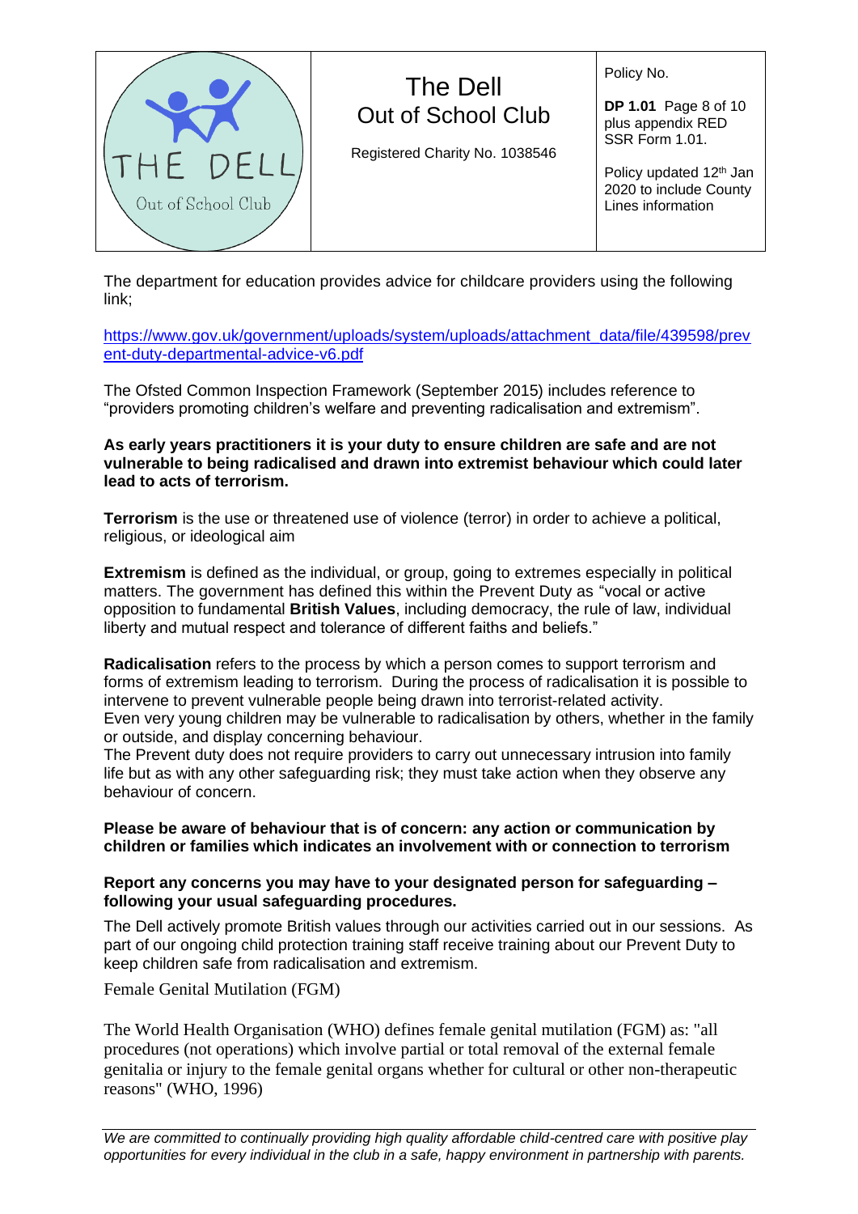The department for education provides advice for childcare providers using the following link;

https://www.gov.uk/government/uploads/system/uploads/attachment_data/file/439598/prevent-duty-departmental-advice-v6.pdf

The Ofsted Common Inspection Framework (September 2015) includes reference to "providers promoting children's welfare and preventing radicalisation and extremism".

**As early years practitioners it is your duty to ensure children are safe and are not vulnerable to being radicalised and drawn into extremist behaviour which could later lead to acts of terrorism.**

**Terrorism** is the use or threatened use of violence (terror) in order to achieve a political, religious, or ideological aim

**Extremism** is defined as the individual, or group, going to extremes especially in political matters. The government has defined this within the Prevent Duty as "vocal or active opposition to fundamental **British Values**, including democracy, the rule of law, individual liberty and mutual respect and tolerance of different faiths and beliefs."

**Radicalisation** refers to the process by which a person comes to support terrorism and forms of extremism leading to terrorism. During the process of radicalisation it is possible to intervene to prevent vulnerable people being drawn into terrorist-related activity.
Even very young children may be vulnerable to radicalisation by others, whether in the family or outside, and display concerning behaviour.
The Prevent duty does not require providers to carry out unnecessary intrusion into family life but as with any other safeguarding risk; they must take action when they observe any behaviour of concern.

**Please be aware of behaviour that is of concern: any action or communication by children or families which indicates an involvement with or connection to terrorism**

**Report any concerns you may have to your designated person for safeguarding – following your usual safeguarding procedures.**

The Dell actively promote British values through our activities carried out in our sessions. As part of our ongoing child protection training staff receive training about our Prevent Duty to keep children safe from radicalisation and extremism.

Female Genital Mutilation (FGM)

The World Health Organisation (WHO) defines female genital mutilation (FGM) as: "all procedures (not operations) which involve partial or total removal of the external female genitalia or injury to the female genital organs whether for cultural or other non-therapeutic reasons" (WHO, 1996)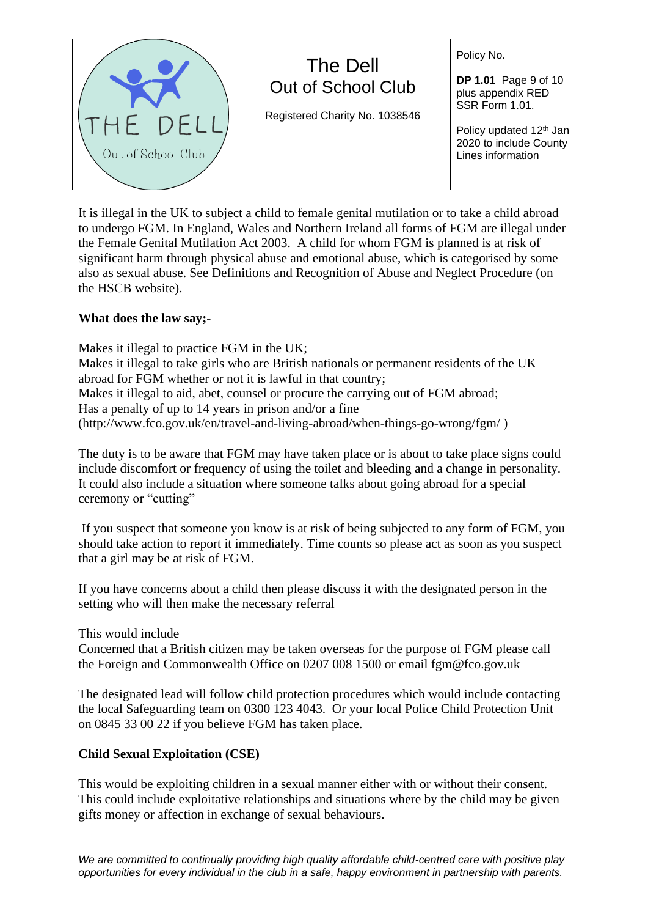It is illegal in the UK to subject a child to female genital mutilation or to take a child abroad to undergo FGM. In England, Wales and Northern Ireland all forms of FGM are illegal under the Female Genital Mutilation Act 2003. A child for whom FGM is planned is at risk of significant harm through physical abuse and emotional abuse, which is categorised by some also as sexual abuse. See Definitions and Recognition of Abuse and Neglect Procedure (on the HSCB website).

**What does the law say;-**

Makes it illegal to practice FGM in the UK;
Makes it illegal to take girls who are British nationals or permanent residents of the UK abroad for FGM whether or not it is lawful in that country;
Makes it illegal to aid, abet, counsel or procure the carrying out of FGM abroad;
Has a penalty of up to 14 years in prison and/or a fine
(http://www.fco.gov.uk/en/travel-and-living-abroad/when-things-go-wrong/fgm/ )

The duty is to be aware that FGM may have taken place or is about to take place signs could include discomfort or frequency of using the toilet and bleeding and a change in personality. It could also include a situation where someone talks about going abroad for a special ceremony or "cutting"

If you suspect that someone you know is at risk of being subjected to any form of FGM, you should take action to report it immediately. Time counts so please act as soon as you suspect that a girl may be at risk of FGM.

If you have concerns about a child then please discuss it with the designated person in the setting who will then make the necessary referral

This would include
Concerned that a British citizen may be taken overseas for the purpose of FGM please call the Foreign and Commonwealth Office on 0207 008 1500 or email fgm@fco.gov.uk

The designated lead will follow child protection procedures which would include contacting the local Safeguarding team on 0300 123 4043. Or your local Police Child Protection Unit on 0845 33 00 22 if you believe FGM has taken place.

**Child Sexual Exploitation (CSE)**

This would be exploiting children in a sexual manner either with or without their consent. This could include exploitative relationships and situations where by the child may be given gifts money or affection in exchange of sexual behaviours.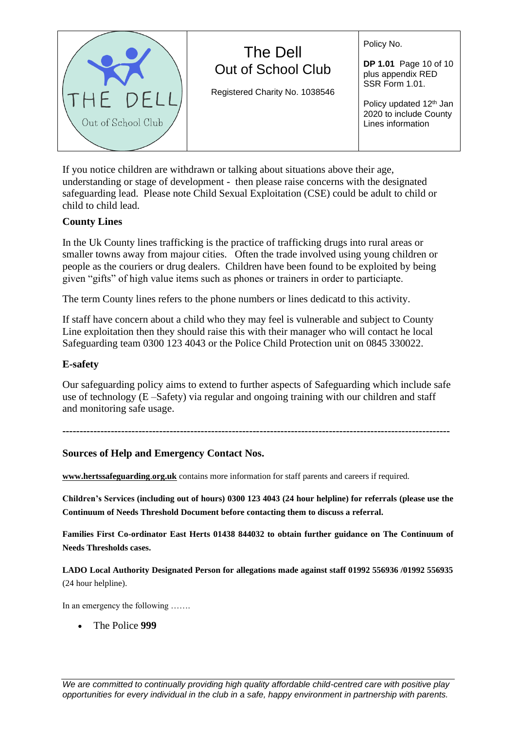If you notice children are withdrawn or talking about situations above their age, understanding or stage of development - then please raise concerns with the designated safeguarding lead. Please note Child Sexual Exploitation (CSE) could be adult to child or child to child lead.

**County Lines**

In the Uk County lines trafficking is the practice of trafficking drugs into rural areas or smaller towns away from majour cities. Often the trade involved using young children or people as the couriers or drug dealers. Children have been found to be exploited by being given "gifts" of high value items such as phones or trainers in order to particiapte.

The term County lines refers to the phone numbers or lines dedicatd to this activity.

If staff have concern about a child who they may feel is vulnerable and subject to County Line exploitation then they should raise this with their manager who will contact he local Safeguarding team 0300 123 4043 or the Police Child Protection unit on 0845 330022.

**E-safety**

Our safeguarding policy aims to extend to further aspects of Safeguarding which include safe use of technology (E –Safety) via regular and ongoing training with our children and staff and monitoring safe usage.

---

**Sources of Help and Emergency Contact Nos.**

**www.hertssafeguarding.org.uk** contains more information for staff parents and careers if required.

**Children's Services (including out of hours) 0300 123 4043 (24 hour helpline) for referrals (please use the Continuum of Needs Threshold Document before contacting them to discuss a referral.**

**Families First Co-ordinator East Herts 01438 844032 to obtain further guidance on The Continuum of Needs Thresholds cases.**

**LADO Local Authority Designated Person for allegations made against staff 01992 556936 /01992 556935** (24 hour helpline).

In an emergency the following …….

- The Police **999**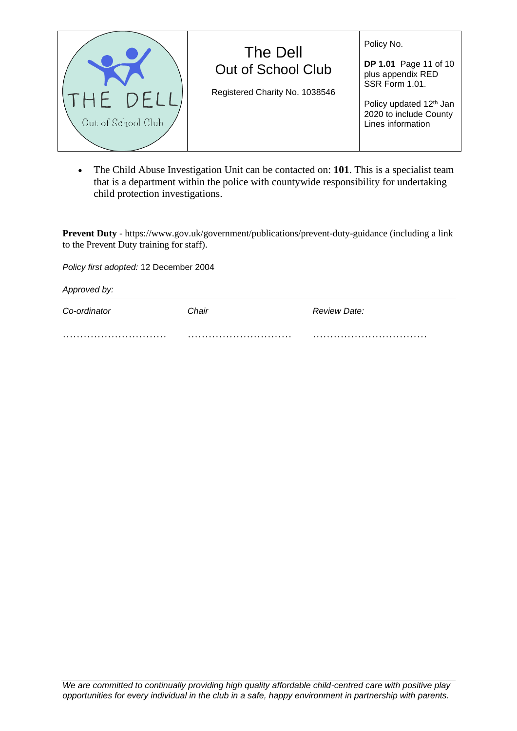- The Child Abuse Investigation Unit can be contacted on: **101**. This is a specialist team that is a department within the police with countywide responsibility for undertaking child protection investigations.

**Prevent Duty** - https://www.gov.uk/government/publications/prevent-duty-guidance (including a link to the Prevent Duty training for staff).

*Policy first adopted:* 12 December 2004

*Approved by:*

| *Co-ordinator* | *Chair* | *Review Date:* |
|---|---|---|
| ………………………… | ………………………… | …………………………… |